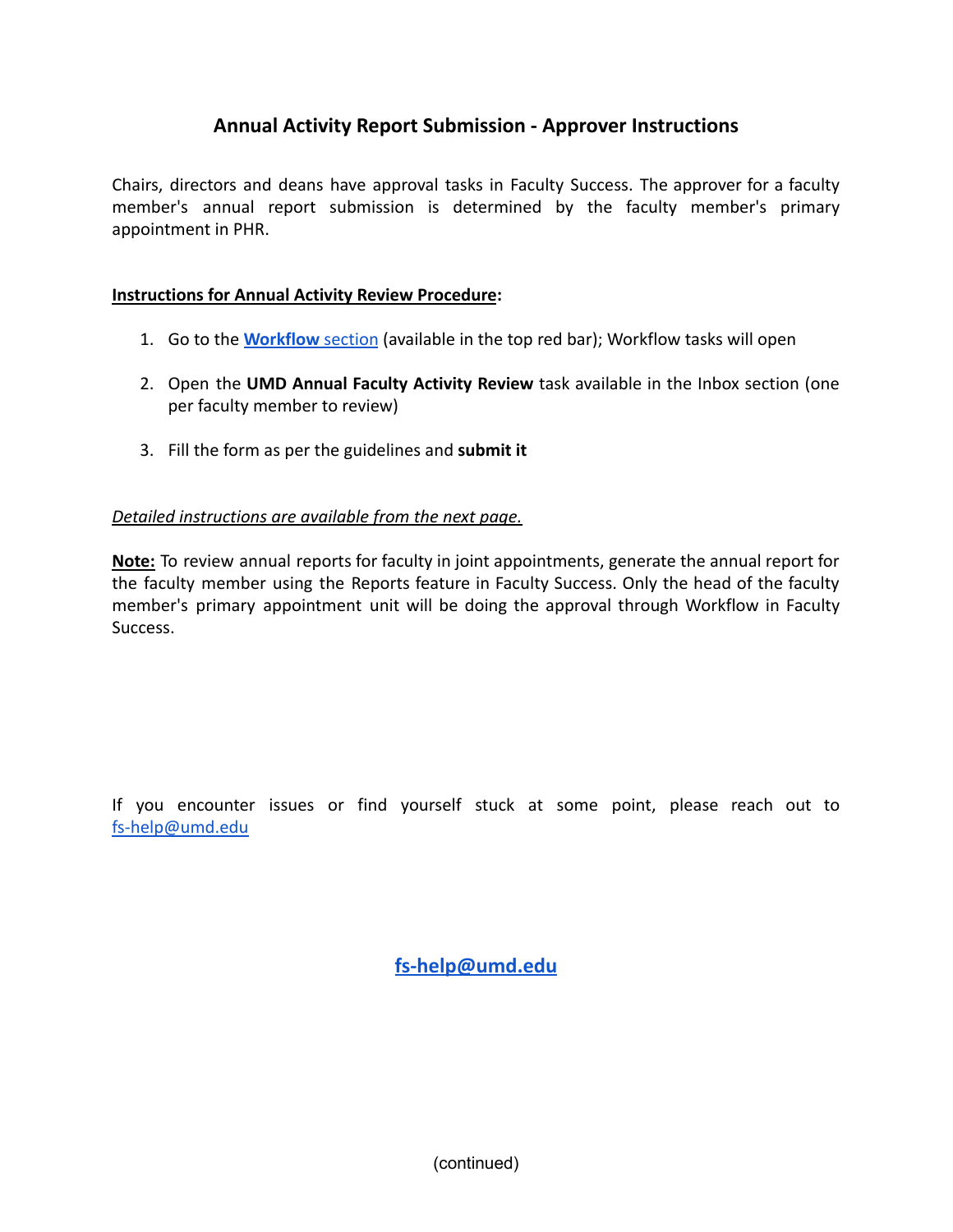# Annual Activity Report Submission - Approver Instructions

Chairs, directors and deans have approval tasks in Faculty Success. The approver for a faculty member's annual report submission is determined by the faculty member's primary appointment in PHR.

**Instructions for Annual Activity Review Procedure:**

1. Go to the **Workflow** section (available in the top red bar); Workflow tasks will open
2. Open the **UMD Annual Faculty Activity Review** task available in the Inbox section (one per faculty member to review)
3. Fill the form as per the guidelines and **submit it**

*Detailed instructions are available from the next page.*

**Note:** To review annual reports for faculty in joint appointments, generate the annual report for the faculty member using the Reports feature in Faculty Success. Only the head of the faculty member's primary appointment unit will be doing the approval through Workflow in Faculty Success.

If you encounter issues or find yourself stuck at some point, please reach out to fs-help@umd.edu

**fs-help@umd.edu**

(continued)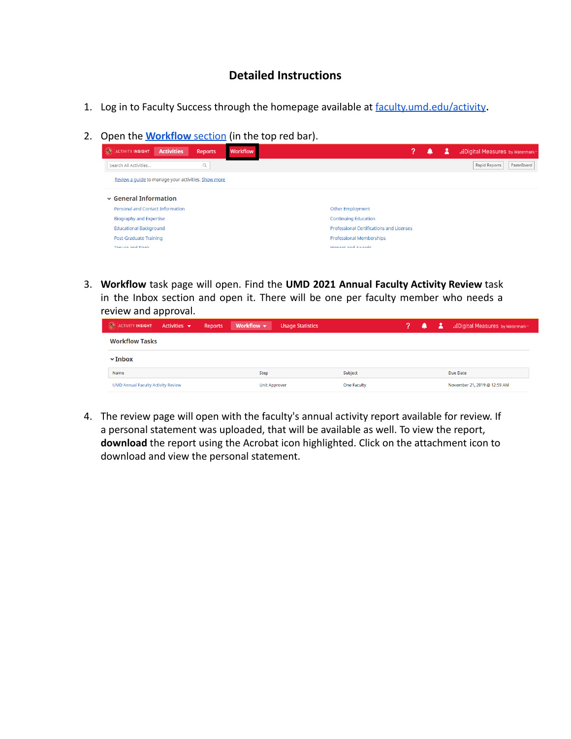## Detailed Instructions

1. Log in to Faculty Success through the homepage available at [faculty.umd.edu/activity](faculty.umd.edu/activity).

2. Open the **Workflow** section (in the top red bar).

3. **Workflow** task page will open. Find the **UMD 2021 Annual Faculty Activity Review** task in the Inbox section and open it. There will be one per faculty member who needs a review and approval.

4. The review page will open with the faculty's annual activity report available for review. If a personal statement was uploaded, that will be available as well. To view the report, **download** the report using the Acrobat icon highlighted. Click on the attachment icon to download and view the personal statement.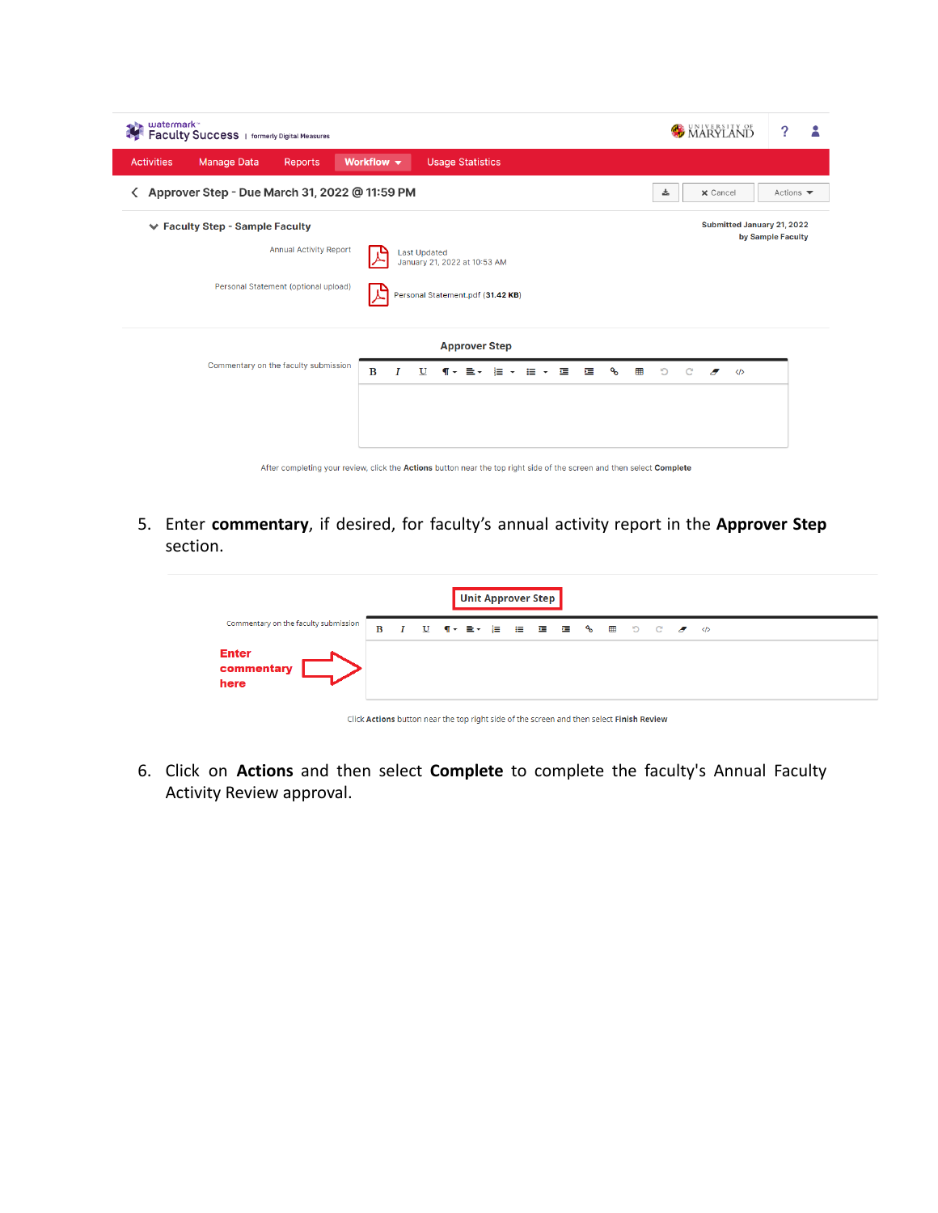5. Enter **commentary**, if desired, for faculty's annual activity report in the **Approver Step** section.

6. Click on **Actions** and then select **Complete** to complete the faculty's Annual Faculty Activity Review approval.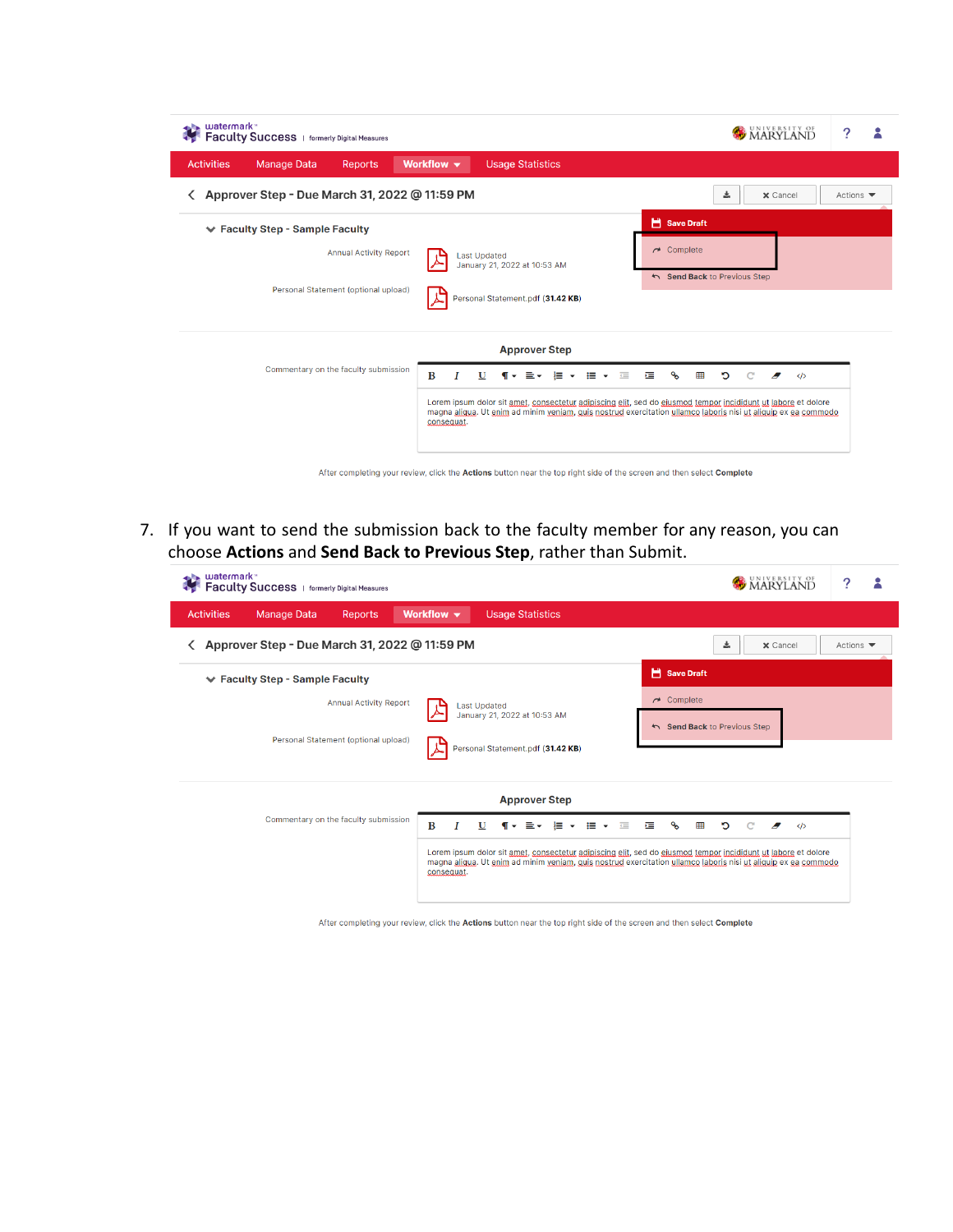7. If you want to send the submission back to the faculty member for any reason, you can choose **Actions** and **Send Back to Previous Step**, rather than Submit.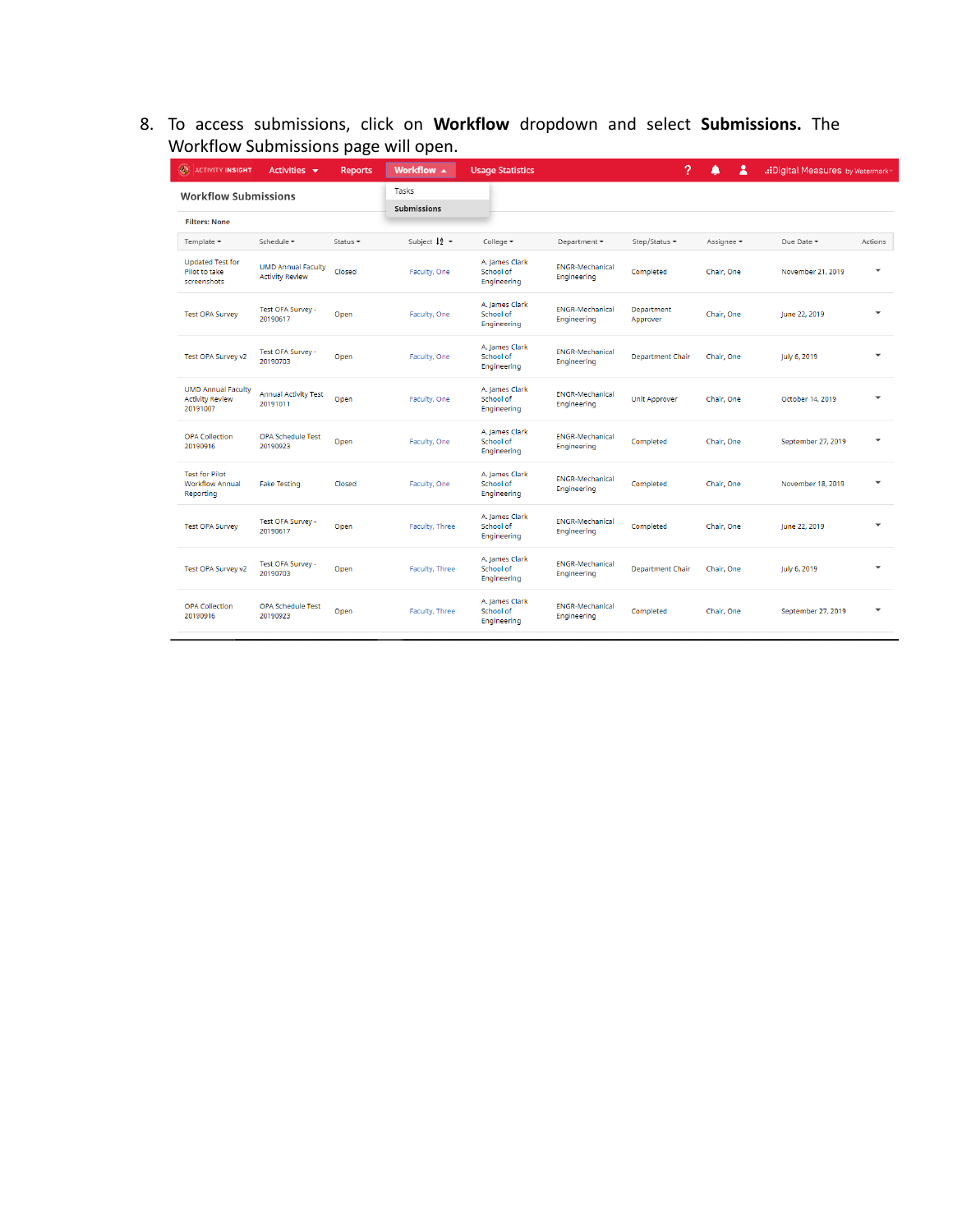8. To access submissions, click on **Workflow** dropdown and select **Submissions.** The Workflow Submissions page will open.

ACTIVITY INSIGHT Activities Reports Workflow Usage Statistics ? Digital Measures by Watermark

Tasks
Submissions

Workflow Submissions

Filters: None

| Template | Schedule | Status | Subject | College | Department | Step/Status | Assignee | Due Date | Actions |
|---|---|---|---|---|---|---|---|---|---|
| Updated Test for Pilot to take screenshots | UMD Annual Faculty Activity Review | Closed | Faculty, One | A. James Clark School of Engineering | ENGR-Mechanical Engineering | Completed | Chair, One | November 21, 2019 | |
| Test OPA Survey | Test OFA Survey - 20190617 | Open | Faculty, One | A. James Clark School of Engineering | ENGR-Mechanical Engineering | Department Approver | Chair, One | June 22, 2019 | |
| Test OPA Survey v2 | Test OFA Survey - 20190703 | Open | Faculty, One | A. James Clark School of Engineering | ENGR-Mechanical Engineering | Department Chair | Chair, One | July 6, 2019 | |
| UMD Annual Faculty Activity Review 20191007 | Annual Activity Test 20191011 | Open | Faculty, One | A. James Clark School of Engineering | ENGR-Mechanical Engineering | Unit Approver | Chair, One | October 14, 2019 | |
| OPA Collection 20190916 | OPA Schedule Test 20190923 | Open | Faculty, One | A. James Clark School of Engineering | ENGR-Mechanical Engineering | Completed | Chair, One | September 27, 2019 | |
| Test for Pilot Workflow Annual Reporting | Fake Testing | Closed | Faculty, One | A. James Clark School of Engineering | ENGR-Mechanical Engineering | Completed | Chair, One | November 18, 2019 | |
| Test OPA Survey | Test OFA Survey - 20190617 | Open | Faculty, Three | A. James Clark School of Engineering | ENGR-Mechanical Engineering | Completed | Chair, One | June 22, 2019 | |
| Test OPA Survey v2 | Test OFA Survey - 20190703 | Open | Faculty, Three | A. James Clark School of Engineering | ENGR-Mechanical Engineering | Department Chair | Chair, One | July 6, 2019 | |
| OPA Collection 20190916 | OPA Schedule Test 20190923 | Open | Faculty, Three | A. James Clark School of Engineering | ENGR-Mechanical Engineering | Completed | Chair, One | September 27, 2019 | |